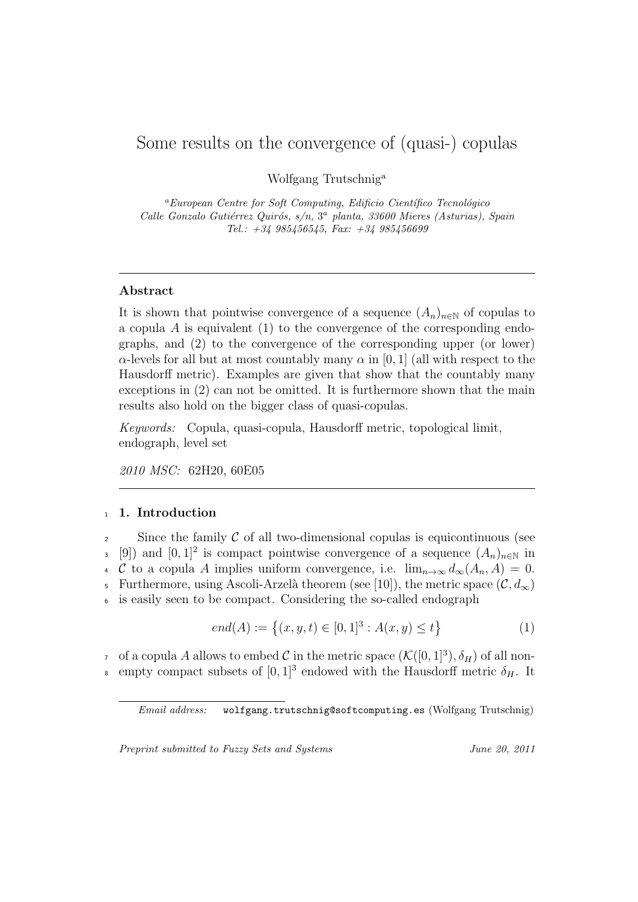# Some results on the convergence of (quasi-) copulas

Wolfgang Trutschnig[a]

[a] *European Centre for Soft Computing, Edificio Científico Tecnológico Calle Gonzalo Gutiérrez Quirós, s/n, 3ª planta, 33600 Mieres (Asturias), Spain Tel.: +34 985456545, Fax: +34 985456699*

---

### Abstract

It is shown that pointwise convergence of a sequence $(A_n)_{n\in\mathbb{N}}$ of copulas to a copula $A$ is equivalent (1) to the convergence of the corresponding endographs, and (2) to the convergence of the corresponding upper (or lower) $\alpha$-levels for all but at most countably many $\alpha$ in $[0,1]$ (all with respect to the Hausdorff metric). Examples are given that show that the countably many exceptions in (2) can not be omitted. It is furthermore shown that the main results also hold on the bigger class of quasi-copulas.

*Keywords:* Copula, quasi-copula, Hausdorff metric, topological limit, endograph, level set

*2010 MSC:* 62H20, 60E05

---

## 1. Introduction

Since the family $\mathcal{C}$ of all two-dimensional copulas is equicontinuous (see [9]) and $[0,1]^2$ is compact pointwise convergence of a sequence $(A_n)_{n\in\mathbb{N}}$ in $\mathcal{C}$ to a copula $A$ implies uniform convergence, i.e. $\lim_{n\to\infty} d_\infty(A_n, A) = 0$. Furthermore, using Ascoli-Arzelà theorem (see [10]), the metric space $(\mathcal{C}, d_\infty)$ is easily seen to be compact. Considering the so-called endograph

$$end(A) := \left\{(x, y, t) \in [0,1]^3 : A(x, y) \leq t\right\} \tag{1}$$

of a copula $A$ allows to embed $\mathcal{C}$ in the metric space $(\mathcal{K}([0,1]^3), \delta_H)$ of all non-empty compact subsets of $[0,1]^3$ endowed with the Hausdorff metric $\delta_H$. It

*Email address:* `wolfgang.trutschnig@softcomputing.es` (Wolfgang Trutschnig)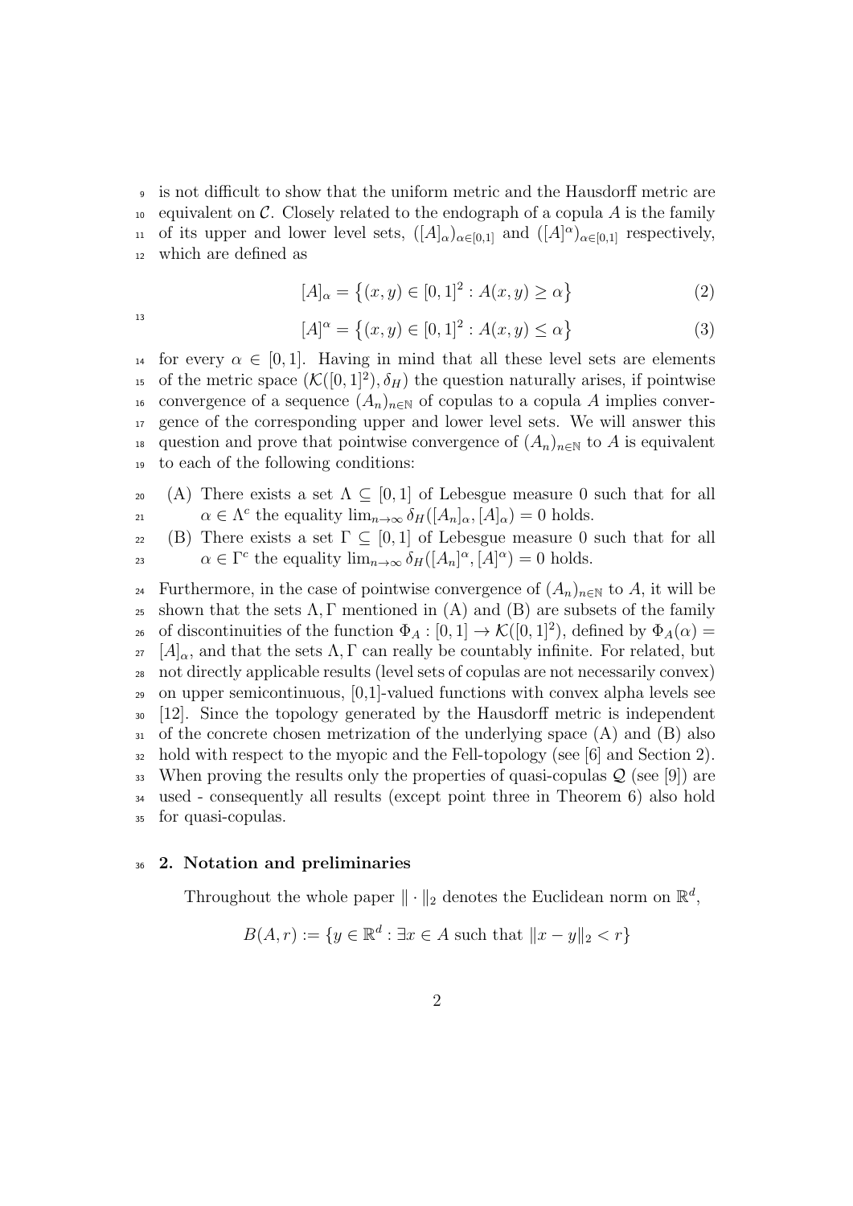is not difficult to show that the uniform metric and the Hausdorff metric are equivalent on $\mathcal{C}$. Closely related to the endograph of a copula $A$ is the family of its upper and lower level sets, $([A]_\alpha)_{\alpha\in[0,1]}$ and $([A]^\alpha)_{\alpha\in[0,1]}$ respectively, which are defined as

$$[A]_\alpha = \left\{(x,y) \in [0,1]^2 : A(x,y) \geq \alpha\right\} \tag{2}$$

$$[A]^\alpha = \left\{(x,y) \in [0,1]^2 : A(x,y) \leq \alpha\right\} \tag{3}$$

for every $\alpha \in [0,1]$. Having in mind that all these level sets are elements of the metric space $(\mathcal{K}([0,1]^2), \delta_H)$ the question naturally arises, if pointwise convergence of a sequence $(A_n)_{n\in\mathbb{N}}$ of copulas to a copula $A$ implies convergence of the corresponding upper and lower level sets. We will answer this question and prove that pointwise convergence of $(A_n)_{n\in\mathbb{N}}$ to $A$ is equivalent to each of the following conditions:

(A) There exists a set $\Lambda \subseteq [0,1]$ of Lebesgue measure 0 such that for all $\alpha \in \Lambda^c$ the equality $\lim_{n\to\infty} \delta_H([A_n]_\alpha, [A]_\alpha) = 0$ holds.

(B) There exists a set $\Gamma \subseteq [0,1]$ of Lebesgue measure 0 such that for all $\alpha \in \Gamma^c$ the equality $\lim_{n\to\infty} \delta_H([A_n]^\alpha, [A]^\alpha) = 0$ holds.

Furthermore, in the case of pointwise convergence of $(A_n)_{n\in\mathbb{N}}$ to $A$, it will be shown that the sets $\Lambda, \Gamma$ mentioned in (A) and (B) are subsets of the family of discontinuities of the function $\Phi_A : [0,1] \to \mathcal{K}([0,1]^2)$, defined by $\Phi_A(\alpha) = [A]_\alpha$, and that the sets $\Lambda, \Gamma$ can really be countably infinite. For related, but not directly applicable results (level sets of copulas are not necessarily convex) on upper semicontinuous, [0,1]-valued functions with convex alpha levels see [12]. Since the topology generated by the Hausdorff metric is independent of the concrete chosen metrization of the underlying space (A) and (B) also hold with respect to the myopic and the Fell-topology (see [6] and Section 2). When proving the results only the properties of quasi-copulas $\mathcal{Q}$ (see [9]) are used - consequently all results (except point three in Theorem 6) also hold for quasi-copulas.

## 2. Notation and preliminaries

Throughout the whole paper $\|\cdot\|_2$ denotes the Euclidean norm on $\mathbb{R}^d$,

$$B(A,r) := \{y \in \mathbb{R}^d : \exists x \in A \text{ such that } \|x-y\|_2 < r\}$$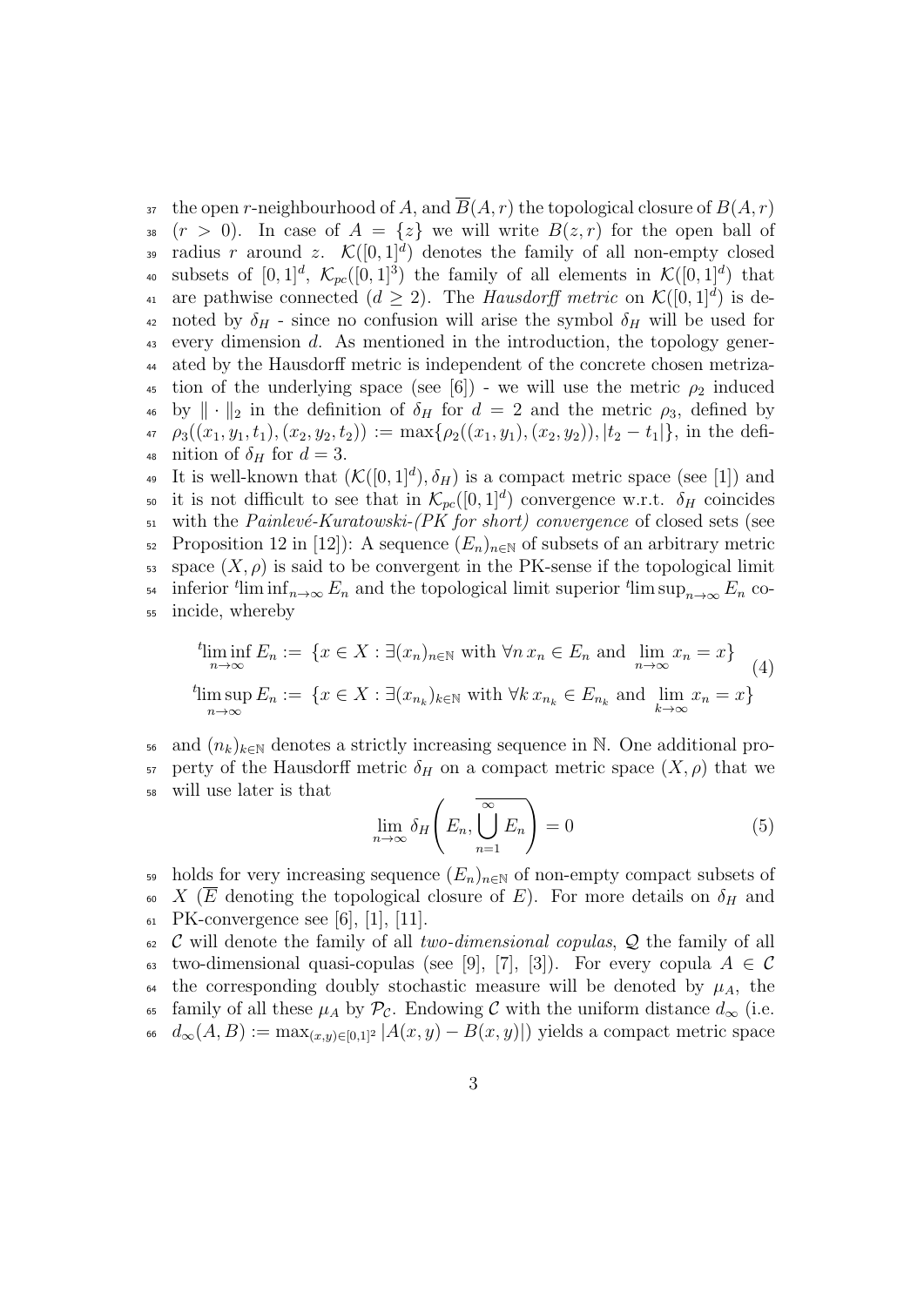the open $r$-neighbourhood of $A$, and $\overline{B}(A,r)$ the topological closure of $B(A,r)$ $(r > 0)$. In case of $A = \{z\}$ we will write $B(z,r)$ for the open ball of radius $r$ around $z$. $\mathcal{K}([0,1]^d)$ denotes the family of all non-empty closed subsets of $[0,1]^d$, $\mathcal{K}_{pc}([0,1]^3)$ the family of all elements in $\mathcal{K}([0,1]^d)$ that are pathwise connected $(d \geq 2)$. The *Hausdorff metric* on $\mathcal{K}([0,1]^d)$ is denoted by $\delta_H$ - since no confusion will arise the symbol $\delta_H$ will be used for every dimension $d$. As mentioned in the introduction, the topology generated by the Hausdorff metric is independent of the concrete chosen metrization of the underlying space (see [6]) - we will use the metric $\rho_2$ induced by $\|\cdot\|_2$ in the definition of $\delta_H$ for $d = 2$ and the metric $\rho_3$, defined by $\rho_3((x_1,y_1,t_1),(x_2,y_2,t_2)) := \max\{\rho_2((x_1,y_1),(x_2,y_2)), |t_2 - t_1|\}$, in the definition of $\delta_H$ for $d = 3$.

It is well-known that $(\mathcal{K}([0,1]^d), \delta_H)$ is a compact metric space (see [1]) and it is not difficult to see that in $\mathcal{K}_{pc}([0,1]^d)$ convergence w.r.t. $\delta_H$ coincides with the *Painlevé-Kuratowski-(PK for short) convergence* of closed sets (see Proposition 12 in [12]): A sequence $(E_n)_{n\in\mathbb{N}}$ of subsets of an arbitrary metric space $(X,\rho)$ is said to be convergent in the PK-sense if the topological limit inferior ${}^t\liminf_{n\to\infty} E_n$ and the topological limit superior ${}^t\limsup_{n\to\infty} E_n$ coincide, whereby

$$
\begin{aligned}
{}^t\liminf_{n\to\infty} E_n &:= \{x \in X : \exists (x_n)_{n\in\mathbb{N}} \text{ with } \forall n\, x_n \in E_n \text{ and } \lim_{n\to\infty} x_n = x\} \\
{}^t\limsup_{n\to\infty} E_n &:= \{x \in X : \exists (x_{n_k})_{k\in\mathbb{N}} \text{ with } \forall k\, x_{n_k} \in E_{n_k} \text{ and } \lim_{k\to\infty} x_n = x\}
\end{aligned}
\tag{4}
$$

and $(n_k)_{k\in\mathbb{N}}$ denotes a strictly increasing sequence in $\mathbb{N}$. One additional property of the Hausdorff metric $\delta_H$ on a compact metric space $(X,\rho)$ that we will use later is that

$$
\lim_{n\to\infty} \delta_H\left(E_n, \overline{\bigcup_{n=1}^{\infty} E_n}\right) = 0 \tag{5}
$$

holds for very increasing sequence $(E_n)_{n\in\mathbb{N}}$ of non-empty compact subsets of $X$ ($\overline{E}$ denoting the topological closure of $E$). For more details on $\delta_H$ and PK-convergence see [6], [1], [11].

$\mathcal{C}$ will denote the family of all *two-dimensional copulas*, $\mathcal{Q}$ the family of all two-dimensional quasi-copulas (see [9], [7], [3]). For every copula $A \in \mathcal{C}$ the corresponding doubly stochastic measure will be denoted by $\mu_A$, the family of all these $\mu_A$ by $\mathcal{P}_\mathcal{C}$. Endowing $\mathcal{C}$ with the uniform distance $d_\infty$ (i.e. $d_\infty(A,B) := \max_{(x,y)\in[0,1]^2} |A(x,y) - B(x,y)|$) yields a compact metric space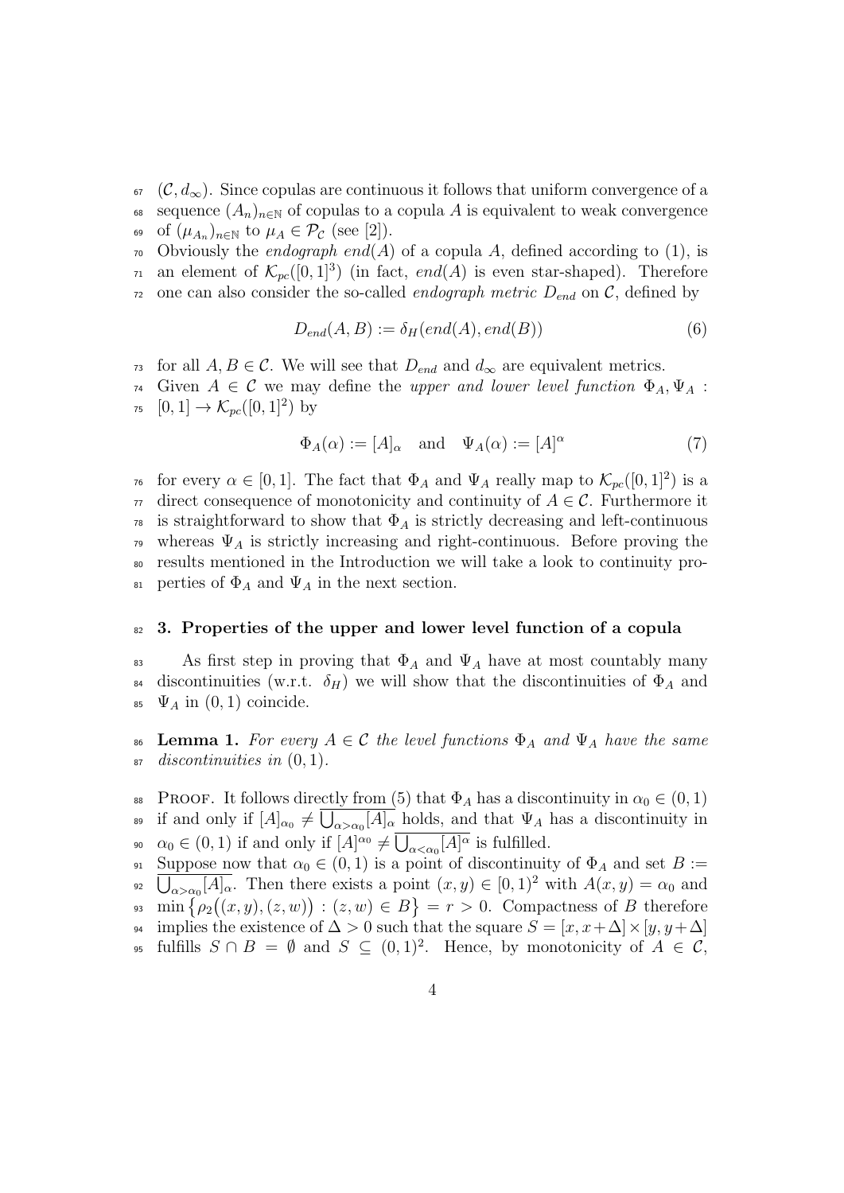$(\mathcal{C}, d_\infty)$. Since copulas are continuous it follows that uniform convergence of a sequence $(A_n)_{n\in\mathbb{N}}$ of copulas to a copula $A$ is equivalent to weak convergence of $(\mu_{A_n})_{n\in\mathbb{N}}$ to $\mu_A \in \mathcal{P}_\mathcal{C}$ (see [2]).

Obviously the *endograph* $end(A)$ of a copula $A$, defined according to (1), is an element of $\mathcal{K}_{pc}([0,1]^3)$ (in fact, $end(A)$ is even star-shaped). Therefore one can also consider the so-called *endograph metric* $D_{end}$ on $\mathcal{C}$, defined by

$$D_{end}(A, B) := \delta_H(end(A), end(B)) \tag{6}$$

for all $A, B \in \mathcal{C}$. We will see that $D_{end}$ and $d_\infty$ are equivalent metrics.

Given $A \in \mathcal{C}$ we may define the *upper and lower level function* $\Phi_A, \Psi_A : [0,1] \to \mathcal{K}_{pc}([0,1]^2)$ by

$$\Phi_A(\alpha) := [A]_\alpha \quad \text{and} \quad \Psi_A(\alpha) := [A]^\alpha \tag{7}$$

for every $\alpha \in [0,1]$. The fact that $\Phi_A$ and $\Psi_A$ really map to $\mathcal{K}_{pc}([0,1]^2)$ is a direct consequence of monotonicity and continuity of $A \in \mathcal{C}$. Furthermore it is straightforward to show that $\Phi_A$ is strictly decreasing and left-continuous whereas $\Psi_A$ is strictly increasing and right-continuous. Before proving the results mentioned in the Introduction we will take a look to continuity properties of $\Phi_A$ and $\Psi_A$ in the next section.

## 3. Properties of the upper and lower level function of a copula

As first step in proving that $\Phi_A$ and $\Psi_A$ have at most countably many discontinuities (w.r.t. $\delta_H$) we will show that the discontinuities of $\Phi_A$ and $\Psi_A$ in $(0,1)$ coincide.

**Lemma 1.** *For every $A \in \mathcal{C}$ the level functions $\Phi_A$ and $\Psi_A$ have the same discontinuities in $(0,1)$.*

Proof. It follows directly from (5) that $\Phi_A$ has a discontinuity in $\alpha_0 \in (0,1)$ if and only if $[A]_{\alpha_0} \neq \overline{\bigcup_{\alpha > \alpha_0} [A]_\alpha}$ holds, and that $\Psi_A$ has a discontinuity in $\alpha_0 \in (0,1)$ if and only if $[A]^{\alpha_0} \neq \overline{\bigcup_{\alpha < \alpha_0} [A]^\alpha}$ is fulfilled.

Suppose now that $\alpha_0 \in (0,1)$ is a point of discontinuity of $\Phi_A$ and set $B := \overline{\bigcup_{\alpha > \alpha_0} [A]_\alpha}$. Then there exists a point $(x, y) \in [0,1)^2$ with $A(x,y) = \alpha_0$ and $\min\{\rho_2((x,y),(z,w)) : (z,w) \in B\} = r > 0$. Compactness of $B$ therefore implies the existence of $\Delta > 0$ such that the square $S = [x, x+\Delta] \times [y, y+\Delta]$ fulfills $S \cap B = \emptyset$ and $S \subseteq (0,1)^2$. Hence, by monotonicity of $A \in \mathcal{C}$,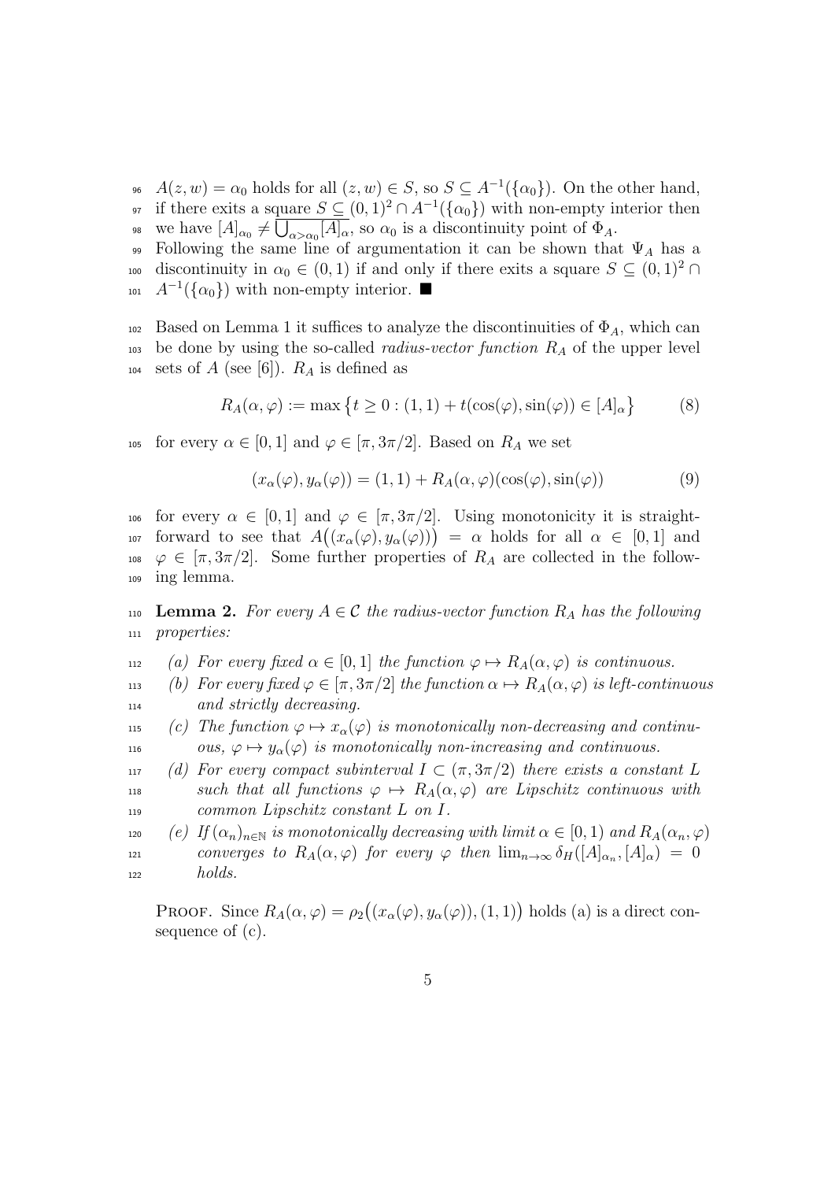$A(z,w) = \alpha_0$ holds for all $(z,w) \in S$, so $S \subseteq A^{-1}(\{\alpha_0\})$. On the other hand, if there exits a square $S \subseteq (0,1)^2 \cap A^{-1}(\{\alpha_0\})$ with non-empty interior then we have $[A]_{\alpha_0} \neq \overline{\bigcup_{\alpha > \alpha_0} [A]_\alpha}$, so $\alpha_0$ is a discontinuity point of $\Phi_A$.

Following the same line of argumentation it can be shown that $\Psi_A$ has a discontinuity in $\alpha_0 \in (0,1)$ if and only if there exits a square $S \subseteq (0,1)^2 \cap A^{-1}(\{\alpha_0\})$ with non-empty interior. ■

Based on Lemma 1 it suffices to analyze the discontinuities of $\Phi_A$, which can be done by using the so-called *radius-vector function* $R_A$ of the upper level sets of $A$ (see [6]). $R_A$ is defined as

$$R_A(\alpha, \varphi) := \max\left\{t \geq 0 : (1,1) + t(\cos(\varphi), \sin(\varphi)) \in [A]_\alpha\right\} \tag{8}$$

for every $\alpha \in [0,1]$ and $\varphi \in [\pi, 3\pi/2]$. Based on $R_A$ we set

$$(x_\alpha(\varphi), y_\alpha(\varphi)) = (1,1) + R_A(\alpha, \varphi)(\cos(\varphi), \sin(\varphi)) \tag{9}$$

for every $\alpha \in [0,1]$ and $\varphi \in [\pi, 3\pi/2]$. Using monotonicity it is straightforward to see that $A\big((x_\alpha(\varphi), y_\alpha(\varphi))\big) = \alpha$ holds for all $\alpha \in [0,1]$ and $\varphi \in [\pi, 3\pi/2]$. Some further properties of $R_A$ are collected in the following lemma.

**Lemma 2.** *For every $A \in \mathcal{C}$ the radius-vector function $R_A$ has the following properties:*

- *(a) For every fixed $\alpha \in [0,1]$ the function $\varphi \mapsto R_A(\alpha, \varphi)$ is continuous.*
- *(b) For every fixed $\varphi \in [\pi, 3\pi/2]$ the function $\alpha \mapsto R_A(\alpha, \varphi)$ is left-continuous and strictly decreasing.*
- *(c) The function $\varphi \mapsto x_\alpha(\varphi)$ is monotonically non-decreasing and continuous, $\varphi \mapsto y_\alpha(\varphi)$ is monotonically non-increasing and continuous.*
- *(d) For every compact subinterval $I \subset (\pi, 3\pi/2)$ there exists a constant $L$ such that all functions $\varphi \mapsto R_A(\alpha, \varphi)$ are Lipschitz continuous with common Lipschitz constant $L$ on $I$.*
- *(e) If $(\alpha_n)_{n\in\mathbb{N}}$ is monotonically decreasing with limit $\alpha \in [0,1)$ and $R_A(\alpha_n, \varphi)$ converges to $R_A(\alpha, \varphi)$ for every $\varphi$ then $\lim_{n\to\infty} \delta_H([A]_{\alpha_n}, [A]_\alpha) = 0$ holds.*

PROOF. Since $R_A(\alpha, \varphi) = \rho_2\big((x_\alpha(\varphi), y_\alpha(\varphi)), (1,1)\big)$ holds (a) is a direct consequence of (c).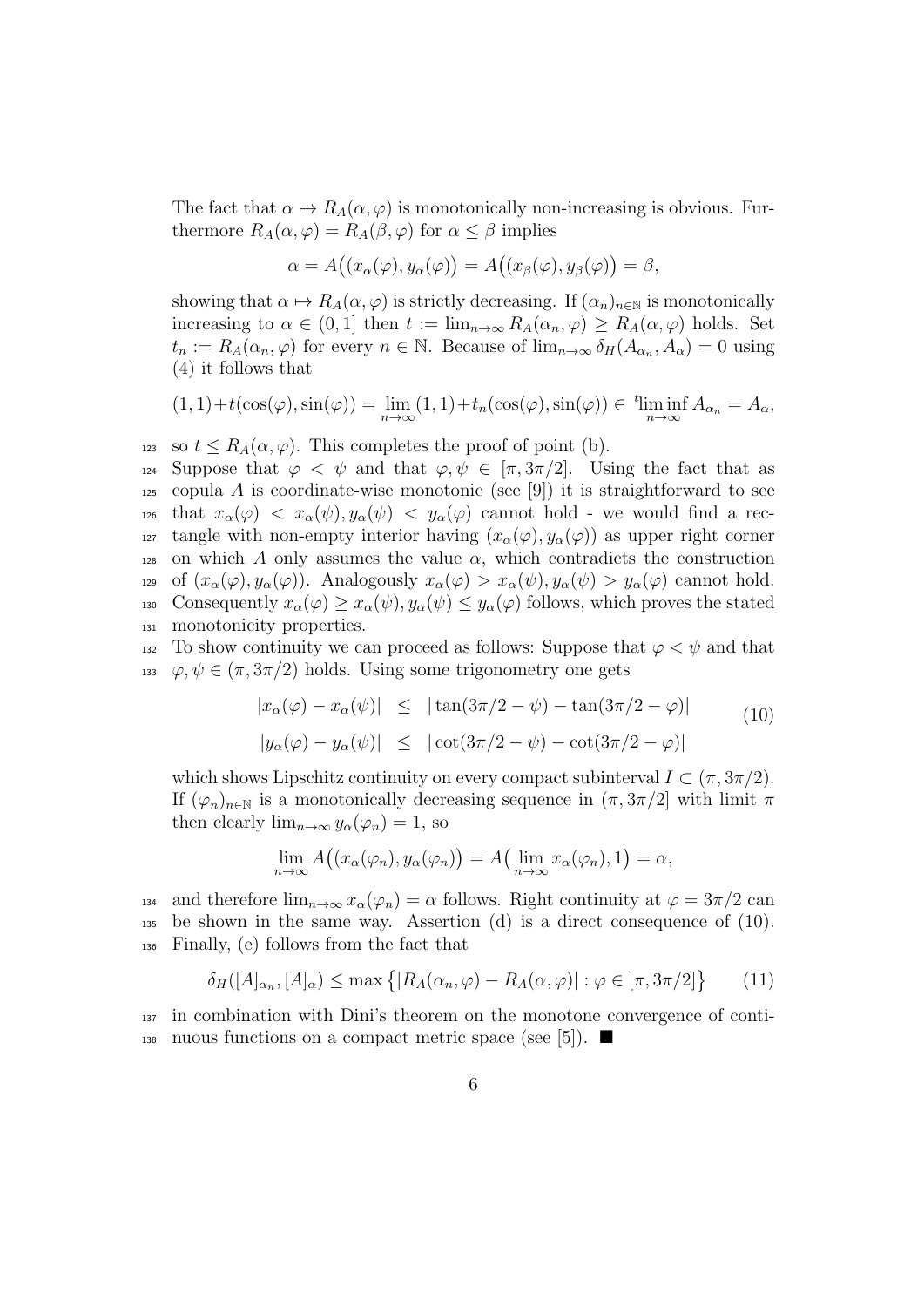The fact that $\alpha \mapsto R_A(\alpha,\varphi)$ is monotonically non-increasing is obvious. Furthermore $R_A(\alpha,\varphi) = R_A(\beta,\varphi)$ for $\alpha \leq \beta$ implies

$$\alpha = A\big((x_\alpha(\varphi), y_\alpha(\varphi)\big) = A\big((x_\beta(\varphi), y_\beta(\varphi)\big) = \beta,$$

showing that $\alpha \mapsto R_A(\alpha,\varphi)$ is strictly decreasing. If $(\alpha_n)_{n\in\mathbb{N}}$ is monotonically increasing to $\alpha \in (0,1]$ then $t := \lim_{n\to\infty} R_A(\alpha_n,\varphi) \geq R_A(\alpha,\varphi)$ holds. Set $t_n := R_A(\alpha_n,\varphi)$ for every $n \in \mathbb{N}$. Because of $\lim_{n\to\infty} \delta_H(A_{\alpha_n}, A_\alpha) = 0$ using (4) it follows that

$$(1,1)+t(\cos(\varphi),\sin(\varphi)) = \lim_{n\to\infty}(1,1)+t_n(\cos(\varphi),\sin(\varphi)) \in {}^t\liminf_{n\to\infty} A_{\alpha_n} = A_\alpha,$$

so $t \leq R_A(\alpha,\varphi)$. This completes the proof of point (b).

Suppose that $\varphi < \psi$ and that $\varphi,\psi \in [\pi, 3\pi/2]$. Using the fact that as copula $A$ is coordinate-wise monotonic (see [9]) it is straightforward to see that $x_\alpha(\varphi) < x_\alpha(\psi), y_\alpha(\psi) < y_\alpha(\varphi)$ cannot hold - we would find a rectangle with non-empty interior having $(x_\alpha(\varphi), y_\alpha(\varphi))$ as upper right corner on which $A$ only assumes the value $\alpha$, which contradicts the construction of $(x_\alpha(\varphi), y_\alpha(\varphi))$. Analogously $x_\alpha(\varphi) > x_\alpha(\psi), y_\alpha(\psi) > y_\alpha(\varphi)$ cannot hold. Consequently $x_\alpha(\varphi) \geq x_\alpha(\psi), y_\alpha(\psi) \leq y_\alpha(\varphi)$ follows, which proves the stated monotonicity properties.

To show continuity we can proceed as follows: Suppose that $\varphi < \psi$ and that $\varphi,\psi \in (\pi, 3\pi/2)$ holds. Using some trigonometry one gets

$$\begin{aligned}
|x_\alpha(\varphi) - x_\alpha(\psi)| &\leq |\tan(3\pi/2 - \psi) - \tan(3\pi/2 - \varphi)| \\
|y_\alpha(\varphi) - y_\alpha(\psi)| &\leq |\cot(3\pi/2 - \psi) - \cot(3\pi/2 - \varphi)|
\end{aligned} \tag{10}$$

which shows Lipschitz continuity on every compact subinterval $I \subset (\pi, 3\pi/2)$. If $(\varphi_n)_{n\in\mathbb{N}}$ is a monotonically decreasing sequence in $(\pi, 3\pi/2]$ with limit $\pi$ then clearly $\lim_{n\to\infty} y_\alpha(\varphi_n) = 1$, so

$$\lim_{n\to\infty} A\big((x_\alpha(\varphi_n), y_\alpha(\varphi_n)\big) = A\big(\lim_{n\to\infty} x_\alpha(\varphi_n), 1\big) = \alpha,$$

and therefore $\lim_{n\to\infty} x_\alpha(\varphi_n) = \alpha$ follows. Right continuity at $\varphi = 3\pi/2$ can be shown in the same way. Assertion (d) is a direct consequence of (10). Finally, (e) follows from the fact that

$$\delta_H([A]_{\alpha_n}, [A]_\alpha) \leq \max\big\{|R_A(\alpha_n,\varphi) - R_A(\alpha,\varphi)| : \varphi \in [\pi, 3\pi/2]\big\} \tag{11}$$

in combination with Dini's theorem on the monotone convergence of continuous functions on a compact metric space (see [5]). ■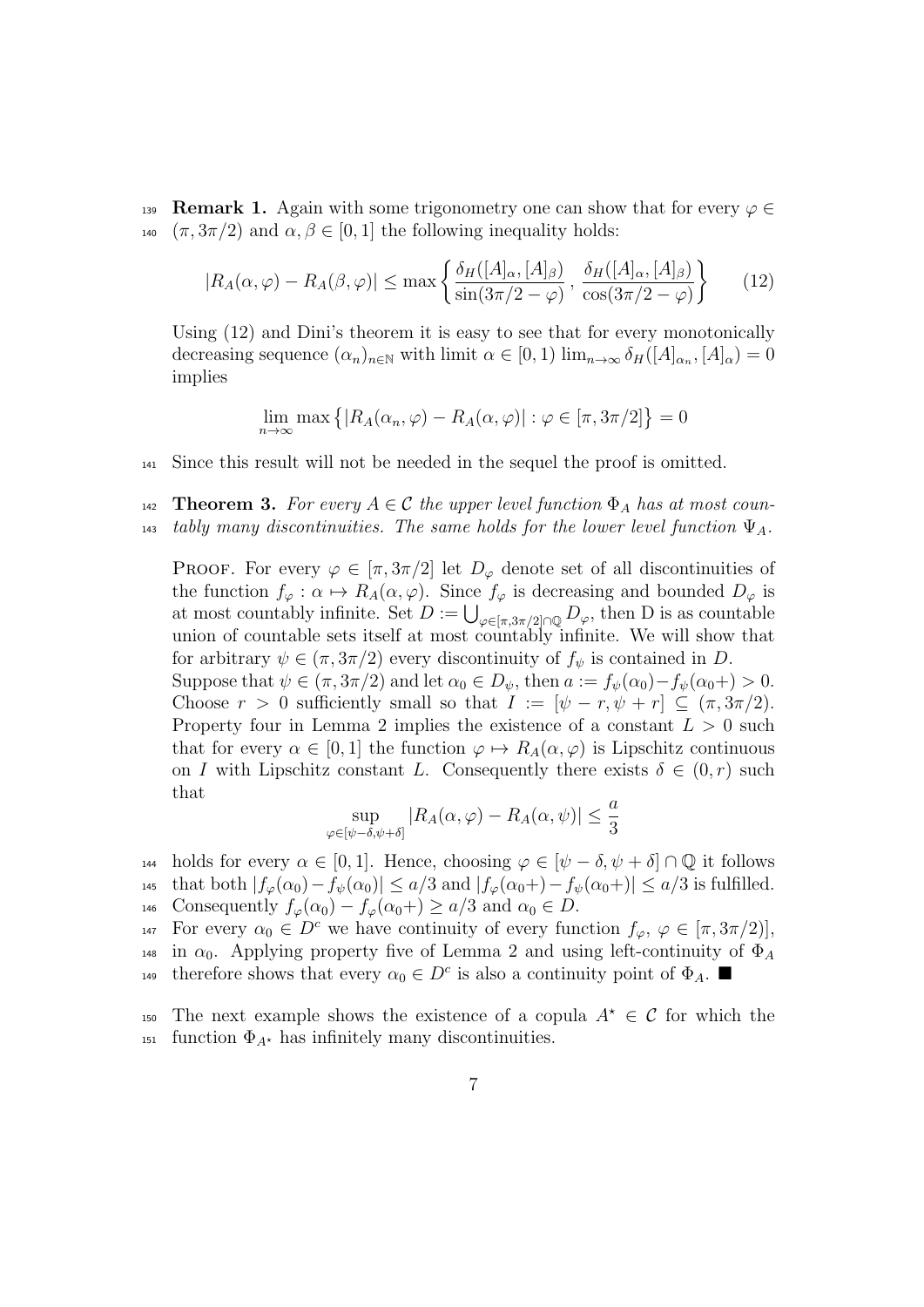**Remark 1.** Again with some trigonometry one can show that for every $\varphi \in (\pi, 3\pi/2)$ and $\alpha, \beta \in [0,1]$ the following inequality holds:

$$|R_A(\alpha,\varphi) - R_A(\beta,\varphi)| \leq \max\left\{ \frac{\delta_H([A]_\alpha,[A]_\beta)}{\sin(3\pi/2-\varphi)}, \frac{\delta_H([A]_\alpha,[A]_\beta)}{\cos(3\pi/2-\varphi)} \right\} \tag{12}$$

Using (12) and Dini's theorem it is easy to see that for every monotonically decreasing sequence $(\alpha_n)_{n\in\mathbb{N}}$ with limit $\alpha \in [0,1)$ $\lim_{n\to\infty} \delta_H([A]_{\alpha_n},[A]_\alpha) = 0$ implies

$$\lim_{n\to\infty} \max\left\{ |R_A(\alpha_n,\varphi) - R_A(\alpha,\varphi)| : \varphi \in [\pi, 3\pi/2] \right\} = 0$$

Since this result will not be needed in the sequel the proof is omitted.

**Theorem 3.** *For every $A \in \mathcal{C}$ the upper level function $\Phi_A$ has at most countably many discontinuities. The same holds for the lower level function $\Psi_A$.*

Proof. For every $\varphi \in [\pi, 3\pi/2]$ let $D_\varphi$ denote set of all discontinuities of the function $f_\varphi : \alpha \mapsto R_A(\alpha,\varphi)$. Since $f_\varphi$ is decreasing and bounded $D_\varphi$ is at most countably infinite. Set $D := \bigcup_{\varphi\in[\pi,3\pi/2]\cap\mathbb{Q}} D_\varphi$, then D is as countable union of countable sets itself at most countably infinite. We will show that for arbitrary $\psi \in (\pi, 3\pi/2)$ every discontinuity of $f_\psi$ is contained in $D$.
Suppose that $\psi \in (\pi, 3\pi/2)$ and let $\alpha_0 \in D_\psi$, then $a := f_\psi(\alpha_0) - f_\psi(\alpha_0+) > 0$. Choose $r > 0$ sufficiently small so that $I := [\psi - r, \psi + r] \subseteq (\pi, 3\pi/2)$. Property four in Lemma 2 implies the existence of a constant $L > 0$ such that for every $\alpha \in [0,1]$ the function $\varphi \mapsto R_A(\alpha,\varphi)$ is Lipschitz continuous on $I$ with Lipschitz constant $L$. Consequently there exists $\delta \in (0,r)$ such that

$$\sup_{\varphi\in[\psi-\delta,\psi+\delta]} |R_A(\alpha,\varphi) - R_A(\alpha,\psi)| \leq \frac{a}{3}$$

holds for every $\alpha \in [0,1]$. Hence, choosing $\varphi \in [\psi-\delta,\psi+\delta] \cap \mathbb{Q}$ it follows that both $|f_\varphi(\alpha_0) - f_\psi(\alpha_0)| \leq a/3$ and $|f_\varphi(\alpha_0+) - f_\psi(\alpha_0+)| \leq a/3$ is fulfilled. Consequently $f_\varphi(\alpha_0) - f_\varphi(\alpha_0+) \geq a/3$ and $\alpha_0 \in D$.
For every $\alpha_0 \in D^c$ we have continuity of every function $f_\varphi$, $\varphi \in [\pi, 3\pi/2)]$, in $\alpha_0$. Applying property five of Lemma 2 and using left-continuity of $\Phi_A$ therefore shows that every $\alpha_0 \in D^c$ is also a continuity point of $\Phi_A$. ■

The next example shows the existence of a copula $A^\star \in \mathcal{C}$ for which the function $\Phi_{A^\star}$ has infinitely many discontinuities.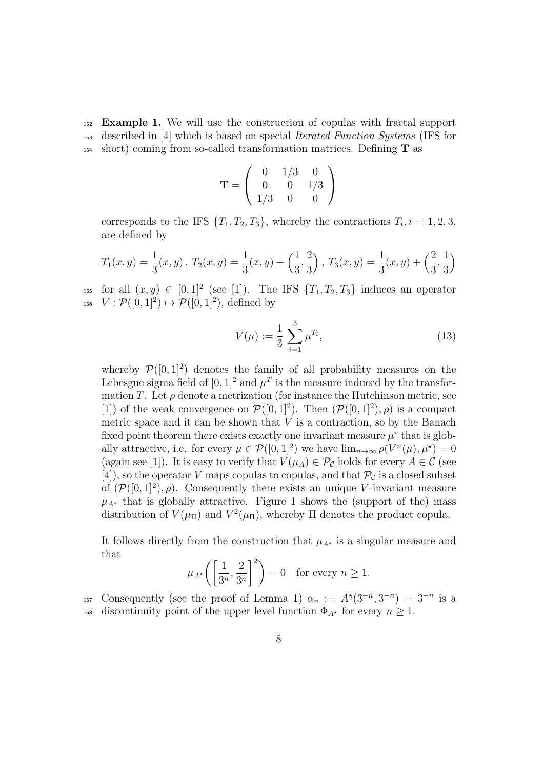**Example 1.** We will use the construction of copulas with fractal support described in [4] which is based on special *Iterated Function Systems* (IFS for short) coming from so-called transformation matrices. Defining $\mathbf{T}$ as

$$\mathbf{T} = \begin{pmatrix} 0 & 1/3 & 0 \\ 0 & 0 & 1/3 \\ 1/3 & 0 & 0 \end{pmatrix}$$

corresponds to the IFS $\{T_1, T_2, T_3\}$, whereby the contractions $T_i, i = 1, 2, 3$, are defined by

$$T_1(x, y) = \frac{1}{3}(x, y)\,,\; T_2(x, y) = \frac{1}{3}(x, y) + \Big(\frac{1}{3}, \frac{2}{3}\Big)\,,\; T_3(x, y) = \frac{1}{3}(x, y) + \Big(\frac{2}{3}, \frac{1}{3}\Big)$$

for all $(x, y) \in [0, 1]^2$ (see [1]). The IFS $\{T_1, T_2, T_3\}$ induces an operator $V : \mathcal{P}([0, 1]^2) \mapsto \mathcal{P}([0, 1]^2)$, defined by

$$V(\mu) := \frac{1}{3} \sum_{i=1}^{3} \mu^{T_i}, \tag{13}$$

whereby $\mathcal{P}([0, 1]^2)$ denotes the family of all probability measures on the Lebesgue sigma field of $[0, 1]^2$ and $\mu^T$ is the measure induced by the transformation $T$. Let $\rho$ denote a metrization (for instance the Hutchinson metric, see [1]) of the weak convergence on $\mathcal{P}([0, 1]^2)$. Then $(\mathcal{P}([0, 1]^2), \rho)$ is a compact metric space and it can be shown that $V$ is a contraction, so by the Banach fixed point theorem there exists exactly one invariant measure $\mu^\star$ that is globally attractive, i.e. for every $\mu \in \mathcal{P}([0, 1]^2)$ we have $\lim_{n\to\infty} \rho(V^n(\mu), \mu^\star) = 0$ (again see [1]). It is easy to verify that $V(\mu_A) \in \mathcal{P}_\mathcal{C}$ holds for every $A \in \mathcal{C}$ (see [4]), so the operator $V$ maps copulas to copulas, and that $\mathcal{P}_\mathcal{C}$ is a closed subset of $(\mathcal{P}([0, 1]^2), \rho)$. Consequently there exists an unique $V$-invariant measure $\mu_{A^\star}$ that is globally attractive. Figure 1 shows the (support of the) mass distribution of $V(\mu_\Pi)$ and $V^2(\mu_\Pi)$, whereby $\Pi$ denotes the product copula.

It follows directly from the construction that $\mu_{A^\star}$ is a singular measure and that

$$\mu_{A^\star}\left(\left[\frac{1}{3^n}, \frac{2}{3^n}\right]^2\right) = 0 \quad \text{for every } n \geq 1.$$

Consequently (see the proof of Lemma 1) $\alpha_n := A^\star(3^{-n}, 3^{-n}) = 3^{-n}$ is a discontinuity point of the upper level function $\Phi_{A^\star}$ for every $n \geq 1$.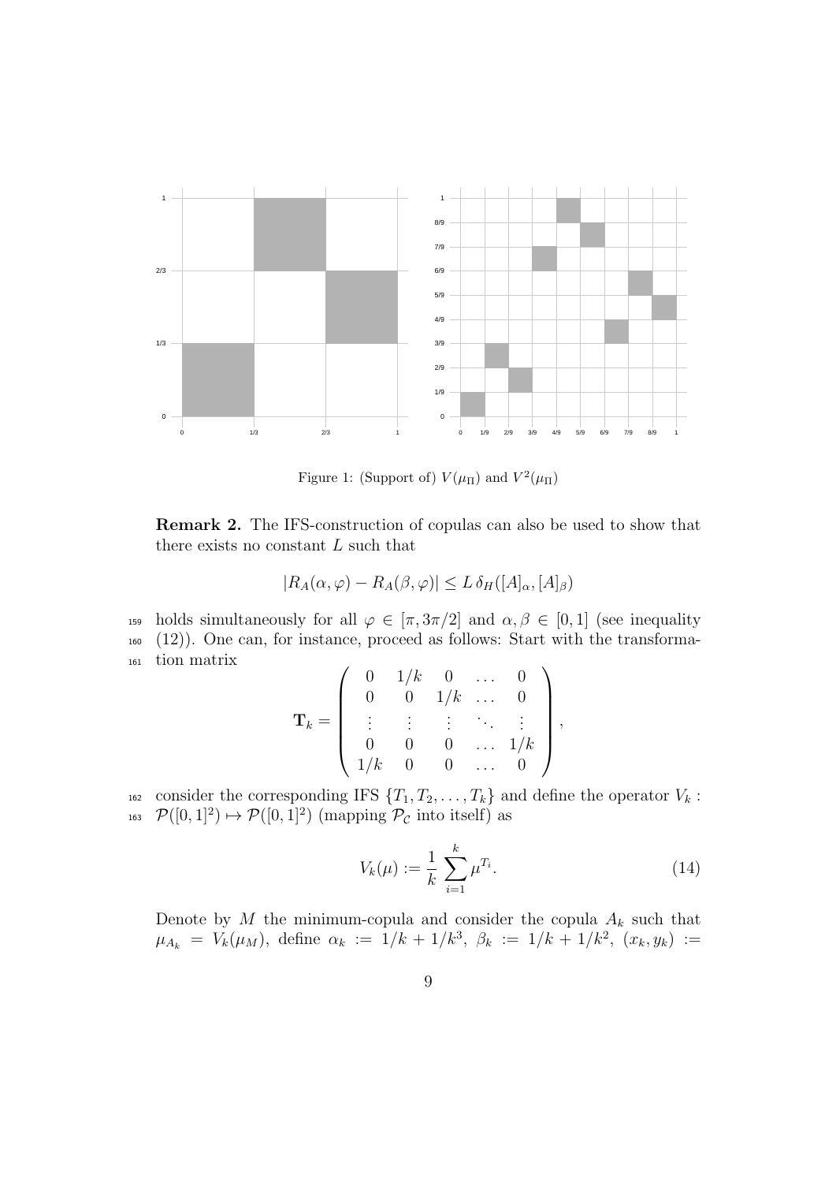Figure 1: (Support of) $V(\mu_\Pi)$ and $V^2(\mu_\Pi)$

**Remark 2.** The IFS-construction of copulas can also be used to show that there exists no constant $L$ such that

$$|R_A(\alpha, \varphi) - R_A(\beta, \varphi)| \leq L\, \delta_H([A]_\alpha, [A]_\beta)$$

holds simultaneously for all $\varphi \in [\pi, 3\pi/2]$ and $\alpha, \beta \in [0,1]$ (see inequality (12)). One can, for instance, proceed as follows: Start with the transformation matrix

$$\mathbf{T}_k = \begin{pmatrix} 0 & 1/k & 0 & \dots & 0 \\ 0 & 0 & 1/k & \dots & 0 \\ \vdots & \vdots & \vdots & \ddots & \vdots \\ 0 & 0 & 0 & \dots & 1/k \\ 1/k & 0 & 0 & \dots & 0 \end{pmatrix},$$

consider the corresponding IFS $\{T_1, T_2, \dots, T_k\}$ and define the operator $V_k : \mathcal{P}([0,1]^2) \mapsto \mathcal{P}([0,1]^2)$ (mapping $\mathcal{P}_\mathcal{C}$ into itself) as

$$V_k(\mu) := \frac{1}{k} \sum_{i=1}^{k} \mu^{T_i}. \tag{14}$$

Denote by $M$ the minimum-copula and consider the copula $A_k$ such that $\mu_{A_k} = V_k(\mu_M)$, define $\alpha_k := 1/k + 1/k^3$, $\beta_k := 1/k + 1/k^2$, $(x_k, y_k) :=$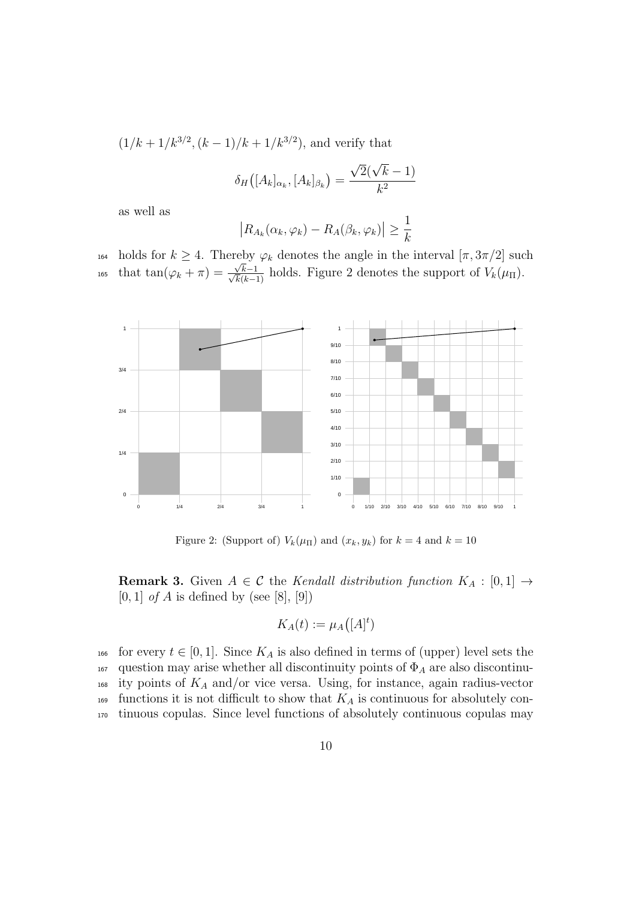$(1/k + 1/k^{3/2}, (k-1)/k + 1/k^{3/2})$, and verify that

$$\delta_H\big([A_k]_{\alpha_k}, [A_k]_{\beta_k}\big) = \frac{\sqrt{2}(\sqrt{k}-1)}{k^2}$$

as well as

$$\big|R_{A_k}(\alpha_k, \varphi_k) - R_A(\beta_k, \varphi_k)\big| \geq \frac{1}{k}$$

holds for $k \geq 4$. Thereby $\varphi_k$ denotes the angle in the interval $[\pi, 3\pi/2]$ such that $\tan(\varphi_k + \pi) = \frac{\sqrt{k}-1}{\sqrt{k}(k-1)}$ holds. Figure 2 denotes the support of $V_k(\mu_\Pi)$.

Figure 2: (Support of) $V_k(\mu_\Pi)$ and $(x_k, y_k)$ for $k = 4$ and $k = 10$

**Remark 3.** Given $A \in \mathcal{C}$ the *Kendall distribution function* $K_A : [0,1] \to [0,1]$ *of* $A$ is defined by (see [8], [9])

$$K_A(t) := \mu_A\big([A]^t\big)$$

for every $t \in [0,1]$. Since $K_A$ is also defined in terms of (upper) level sets the question may arise whether all discontinuity points of $\Phi_A$ are also discontinuity points of $K_A$ and/or vice versa. Using, for instance, again radius-vector functions it is not difficult to show that $K_A$ is continuous for absolutely continuous copulas. Since level functions of absolutely continuous copulas may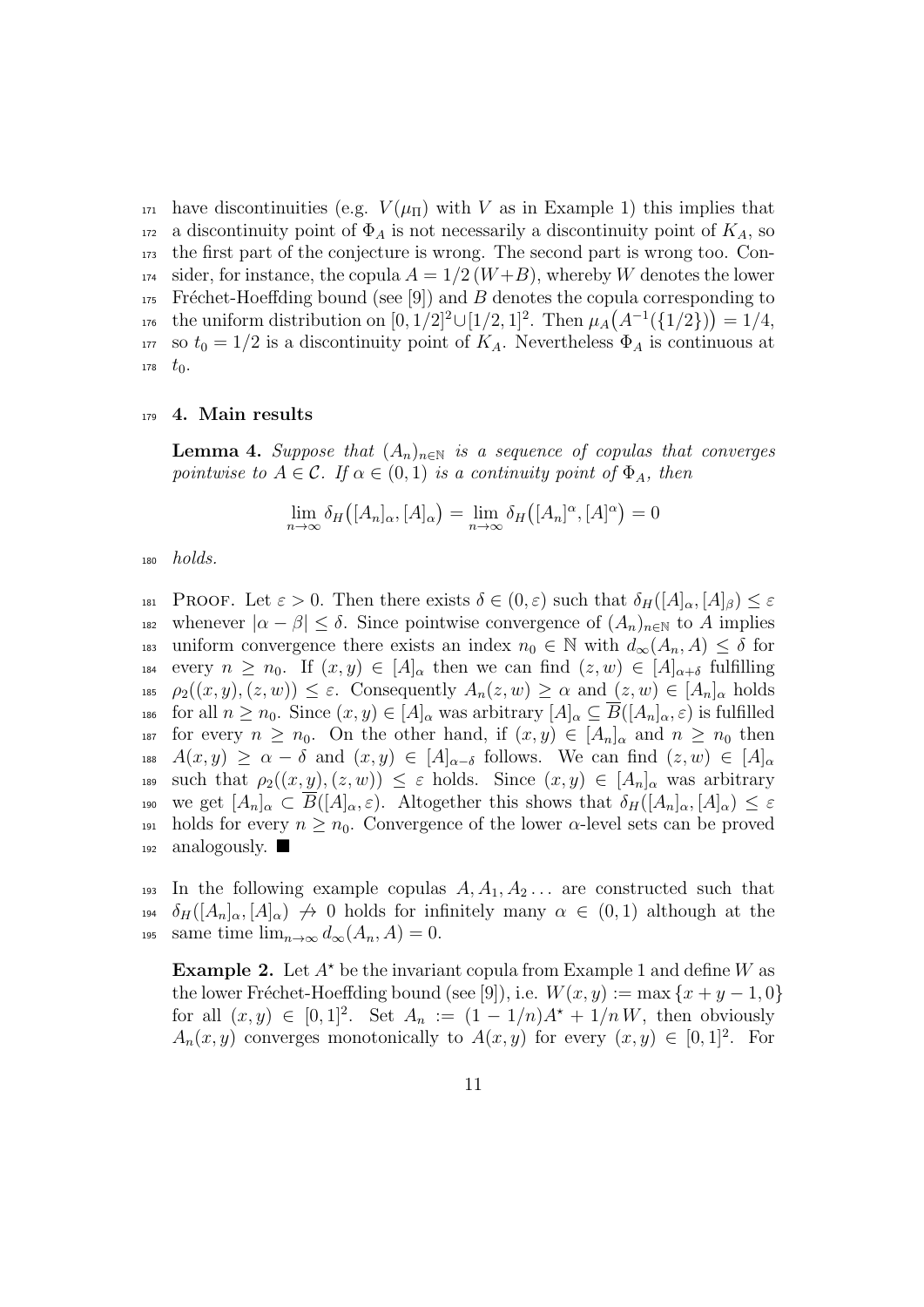have discontinuities (e.g. $V(\mu_\Pi)$ with $V$ as in Example 1) this implies that a discontinuity point of $\Phi_A$ is not necessarily a discontinuity point of $K_A$, so the first part of the conjecture is wrong. The second part is wrong too. Consider, for instance, the copula $A = 1/2\,(W+B)$, whereby $W$ denotes the lower Fréchet-Hoeffding bound (see [9]) and $B$ denotes the copula corresponding to the uniform distribution on $[0,1/2]^2 \cup [1/2,1]^2$. Then $\mu_A\big(A^{-1}(\{1/2\})\big) = 1/4$, so $t_0 = 1/2$ is a discontinuity point of $K_A$. Nevertheless $\Phi_A$ is continuous at $t_0$.

## 4. Main results

**Lemma 4.** *Suppose that $(A_n)_{n\in\mathbb{N}}$ is a sequence of copulas that converges pointwise to $A \in \mathcal{C}$. If $\alpha \in (0,1)$ is a continuity point of $\Phi_A$, then*

$$\lim_{n\to\infty} \delta_H\big([A_n]_\alpha, [A]_\alpha\big) = \lim_{n\to\infty} \delta_H\big([A_n]^\alpha, [A]^\alpha\big) = 0$$

*holds.*

Proof. Let $\varepsilon > 0$. Then there exists $\delta \in (0,\varepsilon)$ such that $\delta_H([A]_\alpha, [A]_\beta) \le \varepsilon$ whenever $|\alpha - \beta| \le \delta$. Since pointwise convergence of $(A_n)_{n\in\mathbb{N}}$ to $A$ implies uniform convergence there exists an index $n_0 \in \mathbb{N}$ with $d_\infty(A_n, A) \le \delta$ for every $n \ge n_0$. If $(x,y) \in [A]_\alpha$ then we can find $(z,w) \in [A]_{\alpha+\delta}$ fulfilling $\rho_2((x,y),(z,w)) \le \varepsilon$. Consequently $A_n(z,w) \ge \alpha$ and $(z,w) \in [A_n]_\alpha$ holds for all $n \ge n_0$. Since $(x,y) \in [A]_\alpha$ was arbitrary $[A]_\alpha \subseteq \overline{B}([A_n]_\alpha, \varepsilon)$ is fulfilled for every $n \ge n_0$. On the other hand, if $(x,y) \in [A_n]_\alpha$ and $n \ge n_0$ then $A(x,y) \ge \alpha - \delta$ and $(x,y) \in [A]_{\alpha-\delta}$ follows. We can find $(z,w) \in [A]_\alpha$ such that $\rho_2((x,y),(z,w)) \le \varepsilon$ holds. Since $(x,y) \in [A_n]_\alpha$ was arbitrary we get $[A_n]_\alpha \subset \overline{B}([A]_\alpha, \varepsilon)$. Altogether this shows that $\delta_H([A_n]_\alpha, [A]_\alpha) \le \varepsilon$ holds for every $n \ge n_0$. Convergence of the lower $\alpha$-level sets can be proved analogously. ■

In the following example copulas $A, A_1, A_2 \dots$ are constructed such that $\delta_H([A_n]_\alpha, [A]_\alpha) \not\to 0$ holds for infinitely many $\alpha \in (0,1)$ although at the same time $\lim_{n\to\infty} d_\infty(A_n, A) = 0$.

**Example 2.** Let $A^\star$ be the invariant copula from Example 1 and define $W$ as the lower Fréchet-Hoeffding bound (see [9]), i.e. $W(x,y) := \max\{x+y-1, 0\}$ for all $(x,y) \in [0,1]^2$. Set $A_n := (1-1/n)A^\star + 1/n\,W$, then obviously $A_n(x,y)$ converges monotonically to $A(x,y)$ for every $(x,y) \in [0,1]^2$. For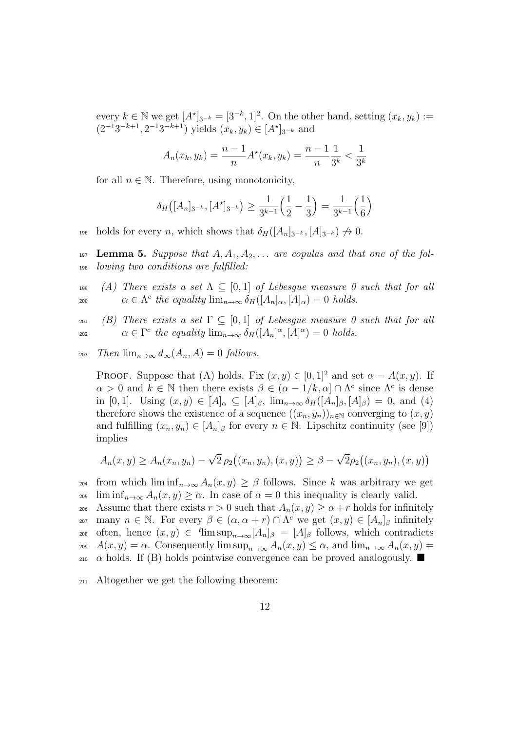every $k \in \mathbb{N}$ we get $[A^\star]_{3^{-k}} = [3^{-k}, 1]^2$. On the other hand, setting $(x_k, y_k) := (2^{-1}3^{-k+1}, 2^{-1}3^{-k+1})$ yields $(x_k, y_k) \in [A^\star]_{3^{-k}}$ and

$$A_n(x_k, y_k) = \frac{n-1}{n} A^\star(x_k, y_k) = \frac{n-1}{n}\frac{1}{3^k} < \frac{1}{3^k}$$

for all $n \in \mathbb{N}$. Therefore, using monotonicity,

$$\delta_H\big([A_n]_{3^{-k}}, [A^\star]_{3^{-k}}\big) \geq \frac{1}{3^{k-1}}\Big(\frac{1}{2} - \frac{1}{3}\Big) = \frac{1}{3^{k-1}}\Big(\frac{1}{6}\Big)$$

holds for every $n$, which shows that $\delta_H([A_n]_{3^{-k}}, [A]_{3^{-k}}) \not\to 0$.

**Lemma 5.** *Suppose that $A, A_1, A_2, \ldots$ are copulas and that one of the following two conditions are fulfilled:*

- *(A) There exists a set $\Lambda \subseteq [0,1]$ of Lebesgue measure 0 such that for all $\alpha \in \Lambda^c$ the equality $\lim_{n\to\infty} \delta_H([A_n]_\alpha, [A]_\alpha) = 0$ holds.*
- *(B) There exists a set $\Gamma \subseteq [0,1]$ of Lebesgue measure 0 such that for all $\alpha \in \Gamma^c$ the equality $\lim_{n\to\infty} \delta_H([A_n]^\alpha, [A]^\alpha) = 0$ holds.*

*Then $\lim_{n\to\infty} d_\infty(A_n, A) = 0$ follows.*

Proof. Suppose that (A) holds. Fix $(x,y) \in [0,1]^2$ and set $\alpha = A(x,y)$. If $\alpha > 0$ and $k \in \mathbb{N}$ then there exists $\beta \in (\alpha - 1/k, \alpha] \cap \Lambda^c$ since $\Lambda^c$ is dense in $[0,1]$. Using $(x,y) \in [A]_\alpha \subseteq [A]_\beta$, $\lim_{n\to\infty} \delta_H([A_n]_\beta, [A]_\beta) = 0$, and (4) therefore shows the existence of a sequence $((x_n, y_n))_{n\in\mathbb{N}}$ converging to $(x,y)$ and fulfilling $(x_n, y_n) \in [A_n]_\beta$ for every $n \in \mathbb{N}$. Lipschitz continuity (see [9]) implies

$$A_n(x,y) \geq A_n(x_n, y_n) - \sqrt{2}\,\rho_2\big((x_n, y_n), (x,y)\big) \geq \beta - \sqrt{2}\rho_2\big((x_n, y_n), (x,y)\big)$$

from which $\liminf_{n\to\infty} A_n(x,y) \geq \beta$ follows. Since $k$ was arbitrary we get $\liminf_{n\to\infty} A_n(x,y) \geq \alpha$. In case of $\alpha = 0$ this inequality is clearly valid. Assume that there exists $r > 0$ such that $A_n(x,y) \geq \alpha + r$ holds for infinitely many $n \in \mathbb{N}$. For every $\beta \in (\alpha, \alpha + r) \cap \Lambda^c$ we get $(x,y) \in [A_n]_\beta$ infinitely often, hence $(x,y) \in {}^t\limsup_{n\to\infty} [A_n]_\beta = [A]_\beta$ follows, which contradicts $A(x,y) = \alpha$. Consequently $\limsup_{n\to\infty} A_n(x,y) \leq \alpha$, and $\lim_{n\to\infty} A_n(x,y) = \alpha$ holds. If (B) holds pointwise convergence can be proved analogously. ■

Altogether we get the following theorem: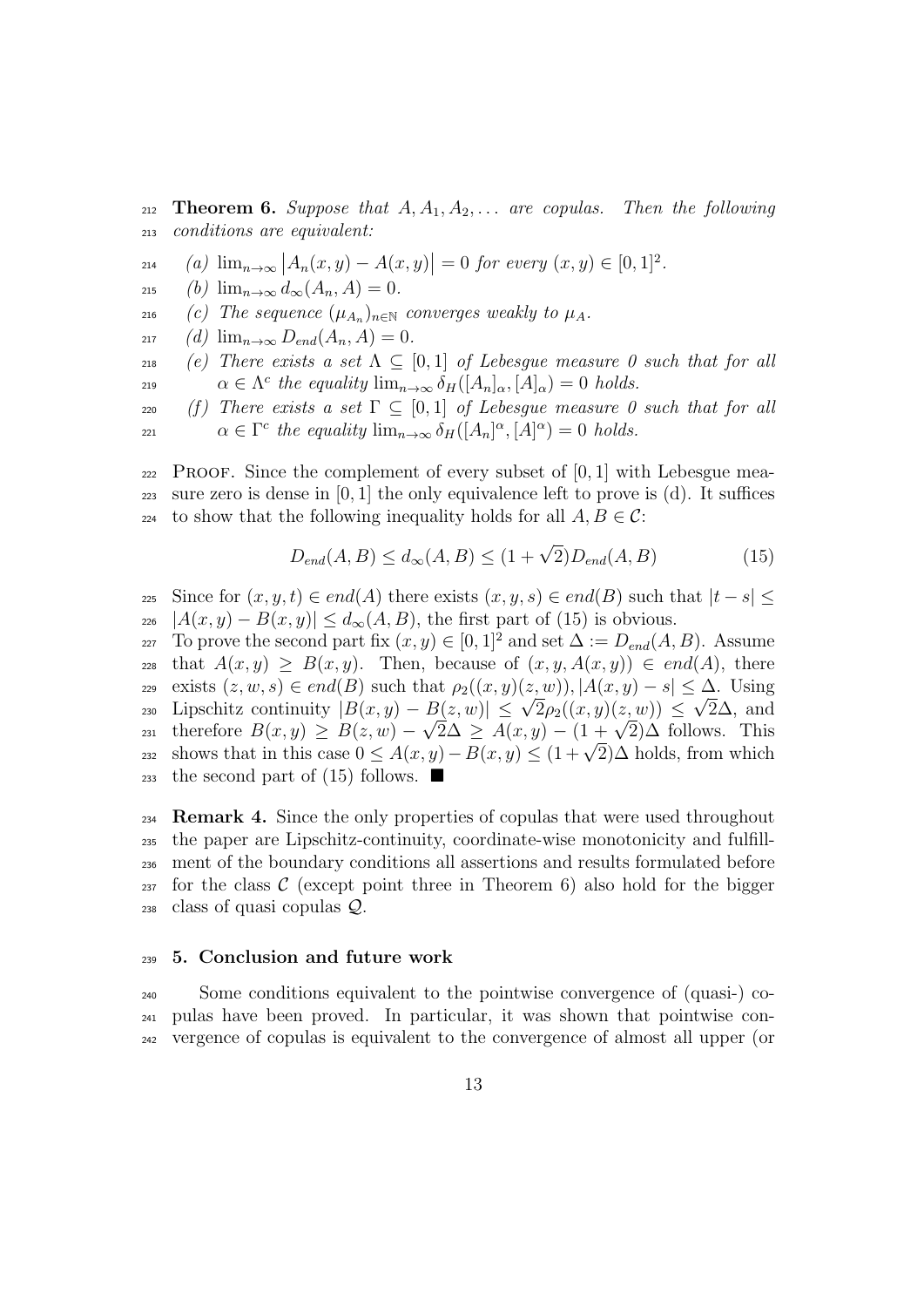**Theorem 6.** *Suppose that $A, A_1, A_2, \dots$ are copulas. Then the following conditions are equivalent:*

*(a)* $\lim_{n\to\infty} \big|A_n(x,y) - A(x,y)\big| = 0$ *for every* $(x,y) \in [0,1]^2$.

*(b)* $\lim_{n\to\infty} d_\infty(A_n, A) = 0$.

*(c) The sequence* $(\mu_{A_n})_{n\in\mathbb{N}}$ *converges weakly to* $\mu_A$.

*(d)* $\lim_{n\to\infty} D_{end}(A_n, A) = 0$.

*(e) There exists a set* $\Lambda \subseteq [0,1]$ *of Lebesgue measure 0 such that for all* $\alpha \in \Lambda^c$ *the equality* $\lim_{n\to\infty} \delta_H([A_n]_\alpha, [A]_\alpha) = 0$ *holds.*

*(f) There exists a set* $\Gamma \subseteq [0,1]$ *of Lebesgue measure 0 such that for all* $\alpha \in \Gamma^c$ *the equality* $\lim_{n\to\infty} \delta_H([A_n]^\alpha, [A]^\alpha) = 0$ *holds.*

Proof. Since the complement of every subset of $[0,1]$ with Lebesgue measure zero is dense in $[0,1]$ the only equivalence left to prove is (d). It suffices to show that the following inequality holds for all $A, B \in \mathcal{C}$:

$$D_{end}(A,B) \leq d_\infty(A,B) \leq (1+\sqrt{2}) D_{end}(A,B) \tag{15}$$

Since for $(x,y,t) \in end(A)$ there exists $(x,y,s) \in end(B)$ such that $|t-s| \leq |A(x,y) - B(x,y)| \leq d_\infty(A,B)$, the first part of (15) is obvious.
To prove the second part fix $(x,y) \in [0,1]^2$ and set $\Delta := D_{end}(A,B)$. Assume that $A(x,y) \geq B(x,y)$. Then, because of $(x,y,A(x,y)) \in end(A)$, there exists $(z,w,s) \in end(B)$ such that $\rho_2((x,y)(z,w)), |A(x,y) - s| \leq \Delta$. Using Lipschitz continuity $|B(x,y) - B(z,w)| \leq \sqrt{2}\rho_2((x,y)(z,w)) \leq \sqrt{2}\Delta$, and therefore $B(x,y) \geq B(z,w) - \sqrt{2}\Delta \geq A(x,y) - (1+\sqrt{2})\Delta$ follows. This shows that in this case $0 \leq A(x,y) - B(x,y) \leq (1+\sqrt{2})\Delta$ holds, from which the second part of (15) follows. ■

**Remark 4.** Since the only properties of copulas that were used throughout the paper are Lipschitz-continuity, coordinate-wise monotonicity and fulfillment of the boundary conditions all assertions and results formulated before for the class $\mathcal{C}$ (except point three in Theorem 6) also hold for the bigger class of quasi copulas $\mathcal{Q}$.

## 5. Conclusion and future work

Some conditions equivalent to the pointwise convergence of (quasi-) copulas have been proved. In particular, it was shown that pointwise convergence of copulas is equivalent to the convergence of almost all upper (or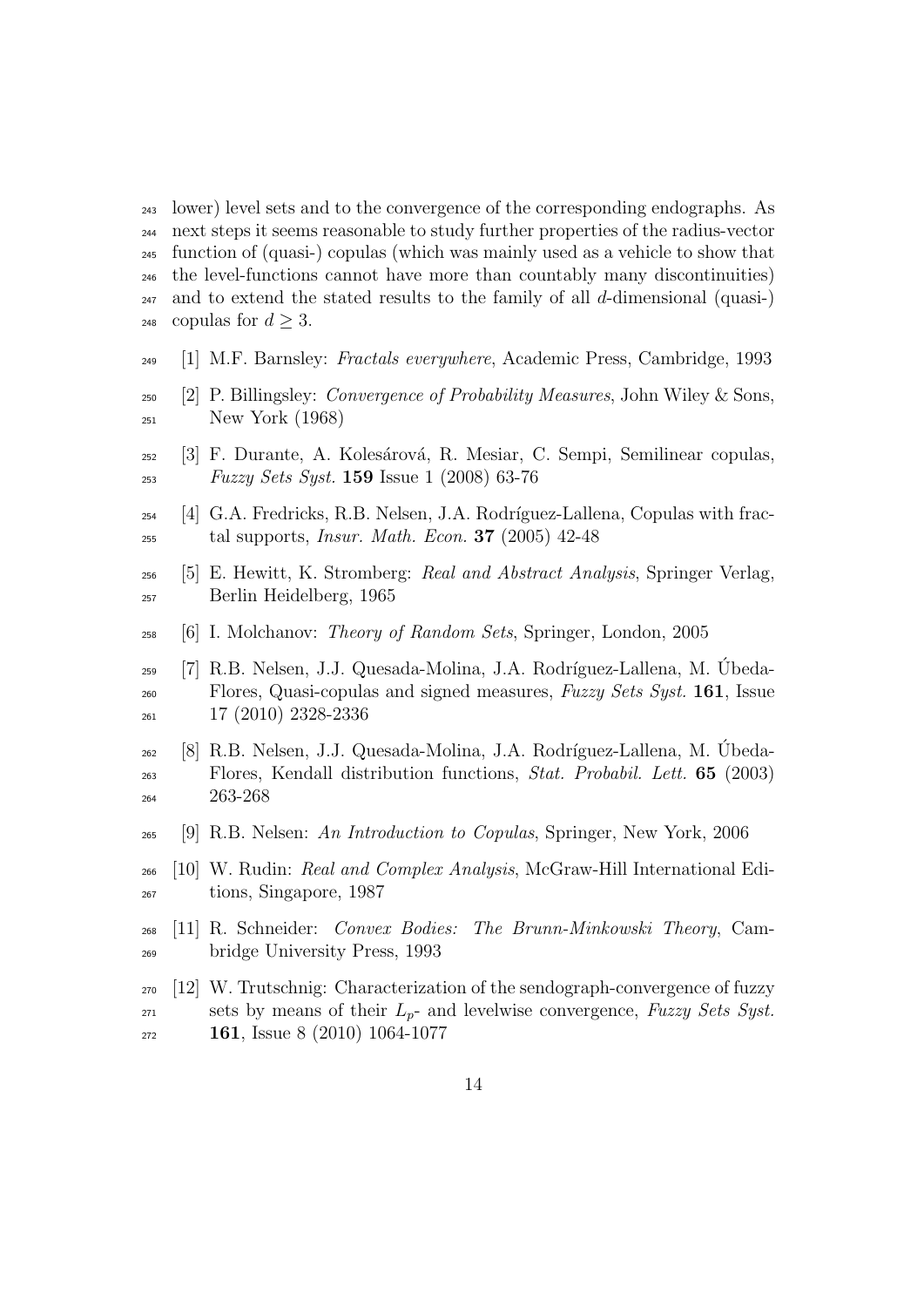lower) level sets and to the convergence of the corresponding endographs. As next steps it seems reasonable to study further properties of the radius-vector function of (quasi-) copulas (which was mainly used as a vehicle to show that the level-functions cannot have more than countably many discontinuities) and to extend the stated results to the family of all $d$-dimensional (quasi-) copulas for $d \geq 3$.

[1] M.F. Barnsley: *Fractals everywhere*, Academic Press, Cambridge, 1993

[2] P. Billingsley: *Convergence of Probability Measures*, John Wiley & Sons, New York (1968)

[3] F. Durante, A. Kolesárová, R. Mesiar, C. Sempi, Semilinear copulas, *Fuzzy Sets Syst.* **159** Issue 1 (2008) 63-76

[4] G.A. Fredricks, R.B. Nelsen, J.A. Rodríguez-Lallena, Copulas with fractal supports, *Insur. Math. Econ.* **37** (2005) 42-48

[5] E. Hewitt, K. Stromberg: *Real and Abstract Analysis*, Springer Verlag, Berlin Heidelberg, 1965

[6] I. Molchanov: *Theory of Random Sets*, Springer, London, 2005

[7] R.B. Nelsen, J.J. Quesada-Molina, J.A. Rodríguez-Lallena, M. Úbeda-Flores, Quasi-copulas and signed measures, *Fuzzy Sets Syst.* **161**, Issue 17 (2010) 2328-2336

[8] R.B. Nelsen, J.J. Quesada-Molina, J.A. Rodríguez-Lallena, M. Úbeda-Flores, Kendall distribution functions, *Stat. Probabil. Lett.* **65** (2003) 263-268

[9] R.B. Nelsen: *An Introduction to Copulas*, Springer, New York, 2006

[10] W. Rudin: *Real and Complex Analysis*, McGraw-Hill International Editions, Singapore, 1987

[11] R. Schneider: *Convex Bodies: The Brunn-Minkowski Theory*, Cambridge University Press, 1993

[12] W. Trutschnig: Characterization of the sendograph-convergence of fuzzy sets by means of their $L_p$- and levelwise convergence, *Fuzzy Sets Syst.* **161**, Issue 8 (2010) 1064-1077